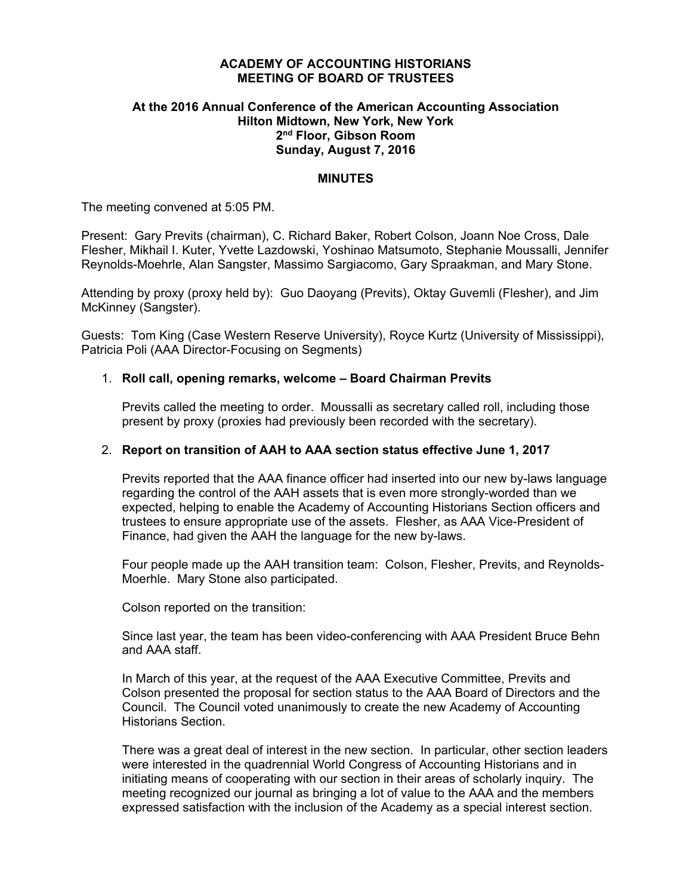# ACADEMY OF ACCOUNTING HISTORIANS
# MEETING OF BOARD OF TRUSTEES

**At the 2016 Annual Conference of the American Accounting Association**
**Hilton Midtown, New York, New York**
**2nd Floor, Gibson Room**
**Sunday, August 7, 2016**

## MINUTES

The meeting convened at 5:05 PM.

Present: Gary Previts (chairman), C. Richard Baker, Robert Colson, Joann Noe Cross, Dale Flesher, Mikhail I. Kuter, Yvette Lazdowski, Yoshinao Matsumoto, Stephanie Moussalli, Jennifer Reynolds-Moehrle, Alan Sangster, Massimo Sargiacomo, Gary Spraakman, and Mary Stone.

Attending by proxy (proxy held by): Guo Daoyang (Previts), Oktay Guvemli (Flesher), and Jim McKinney (Sangster).

Guests: Tom King (Case Western Reserve University), Royce Kurtz (University of Mississippi), Patricia Poli (AAA Director-Focusing on Segments)

1. **Roll call, opening remarks, welcome – Board Chairman Previts**

   Previts called the meeting to order. Moussalli as secretary called roll, including those present by proxy (proxies had previously been recorded with the secretary).

2. **Report on transition of AAH to AAA section status effective June 1, 2017**

   Previts reported that the AAA finance officer had inserted into our new by-laws language regarding the control of the AAH assets that is even more strongly-worded than we expected, helping to enable the Academy of Accounting Historians Section officers and trustees to ensure appropriate use of the assets. Flesher, as AAA Vice-President of Finance, had given the AAH the language for the new by-laws.

   Four people made up the AAH transition team: Colson, Flesher, Previts, and Reynolds-Moerhle. Mary Stone also participated.

   Colson reported on the transition:

   Since last year, the team has been video-conferencing with AAA President Bruce Behn and AAA staff.

   In March of this year, at the request of the AAA Executive Committee, Previts and Colson presented the proposal for section status to the AAA Board of Directors and the Council. The Council voted unanimously to create the new Academy of Accounting Historians Section.

   There was a great deal of interest in the new section. In particular, other section leaders were interested in the quadrennial World Congress of Accounting Historians and in initiating means of cooperating with our section in their areas of scholarly inquiry. The meeting recognized our journal as bringing a lot of value to the AAA and the members expressed satisfaction with the inclusion of the Academy as a special interest section.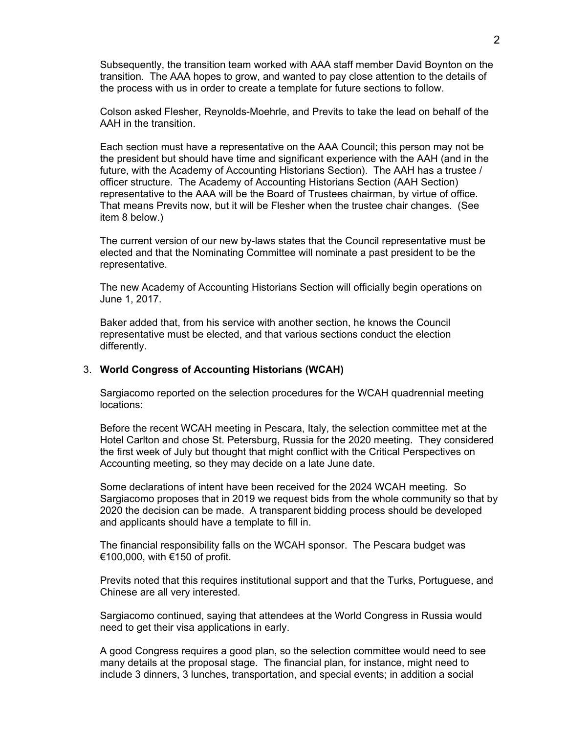Subsequently, the transition team worked with AAA staff member David Boynton on the transition. The AAA hopes to grow, and wanted to pay close attention to the details of the process with us in order to create a template for future sections to follow.

Colson asked Flesher, Reynolds-Moehrle, and Previts to take the lead on behalf of the AAH in the transition.

Each section must have a representative on the AAA Council; this person may not be the president but should have time and significant experience with the AAH (and in the future, with the Academy of Accounting Historians Section). The AAH has a trustee / officer structure. The Academy of Accounting Historians Section (AAH Section) representative to the AAA will be the Board of Trustees chairman, by virtue of office. That means Previts now, but it will be Flesher when the trustee chair changes. (See item 8 below.)

The current version of our new by-laws states that the Council representative must be elected and that the Nominating Committee will nominate a past president to be the representative.

The new Academy of Accounting Historians Section will officially begin operations on June 1, 2017.

Baker added that, from his service with another section, he knows the Council representative must be elected, and that various sections conduct the election differently.

3. **World Congress of Accounting Historians (WCAH)**

   Sargiacomo reported on the selection procedures for the WCAH quadrennial meeting locations:

   Before the recent WCAH meeting in Pescara, Italy, the selection committee met at the Hotel Carlton and chose St. Petersburg, Russia for the 2020 meeting. They considered the first week of July but thought that might conflict with the Critical Perspectives on Accounting meeting, so they may decide on a late June date.

   Some declarations of intent have been received for the 2024 WCAH meeting. So Sargiacomo proposes that in 2019 we request bids from the whole community so that by 2020 the decision can be made. A transparent bidding process should be developed and applicants should have a template to fill in.

   The financial responsibility falls on the WCAH sponsor. The Pescara budget was €100,000, with €150 of profit.

   Previts noted that this requires institutional support and that the Turks, Portuguese, and Chinese are all very interested.

   Sargiacomo continued, saying that attendees at the World Congress in Russia would need to get their visa applications in early.

   A good Congress requires a good plan, so the selection committee would need to see many details at the proposal stage. The financial plan, for instance, might need to include 3 dinners, 3 lunches, transportation, and special events; in addition a social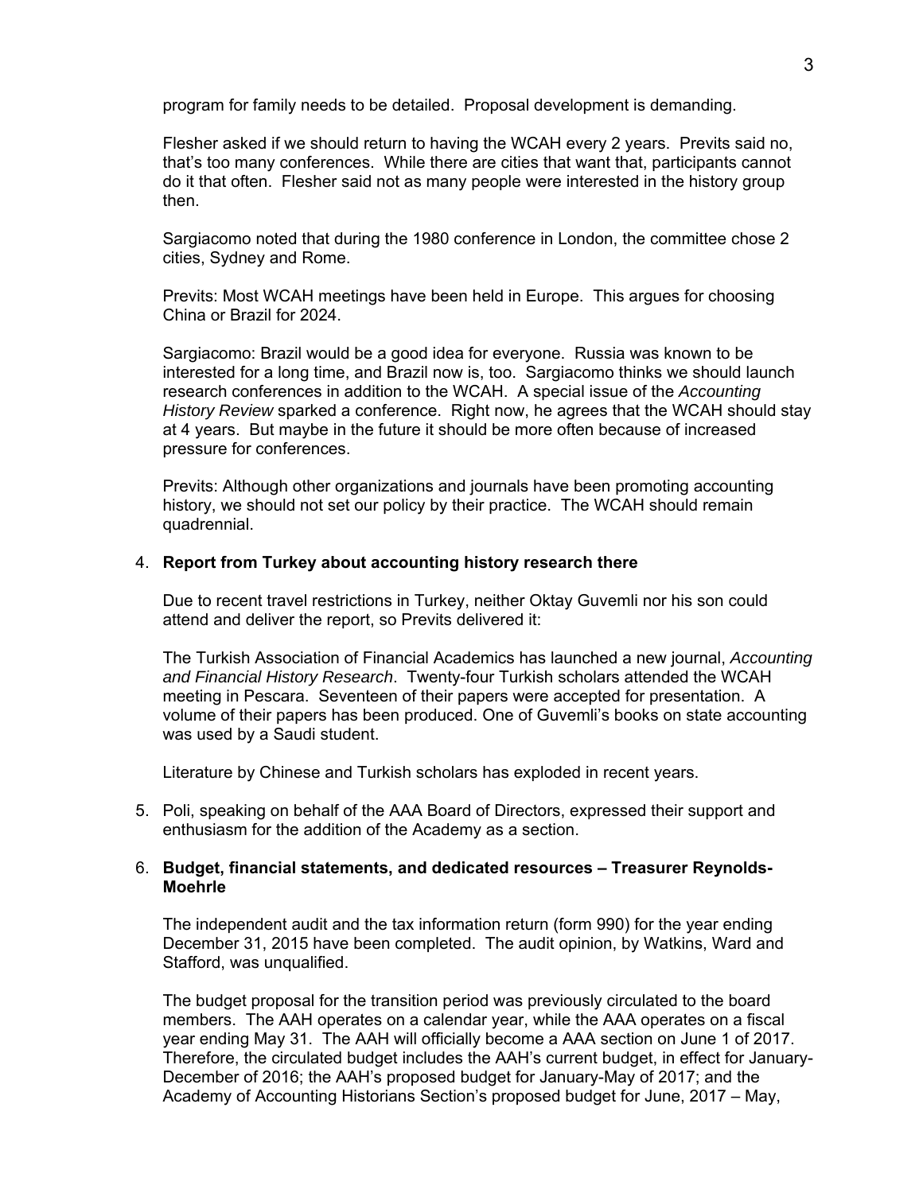program for family needs to be detailed. Proposal development is demanding.

Flesher asked if we should return to having the WCAH every 2 years. Previts said no, that's too many conferences. While there are cities that want that, participants cannot do it that often. Flesher said not as many people were interested in the history group then.

Sargiacomo noted that during the 1980 conference in London, the committee chose 2 cities, Sydney and Rome.

Previts: Most WCAH meetings have been held in Europe. This argues for choosing China or Brazil for 2024.

Sargiacomo: Brazil would be a good idea for everyone. Russia was known to be interested for a long time, and Brazil now is, too. Sargiacomo thinks we should launch research conferences in addition to the WCAH. A special issue of the *Accounting History Review* sparked a conference. Right now, he agrees that the WCAH should stay at 4 years. But maybe in the future it should be more often because of increased pressure for conferences.

Previts: Although other organizations and journals have been promoting accounting history, we should not set our policy by their practice. The WCAH should remain quadrennial.

4. **Report from Turkey about accounting history research there**

   Due to recent travel restrictions in Turkey, neither Oktay Guvemli nor his son could attend and deliver the report, so Previts delivered it:

   The Turkish Association of Financial Academics has launched a new journal, *Accounting and Financial History Research*. Twenty-four Turkish scholars attended the WCAH meeting in Pescara. Seventeen of their papers were accepted for presentation. A volume of their papers has been produced. One of Guvemli's books on state accounting was used by a Saudi student.

   Literature by Chinese and Turkish scholars has exploded in recent years.

5. Poli, speaking on behalf of the AAA Board of Directors, expressed their support and enthusiasm for the addition of the Academy as a section.

6. **Budget, financial statements, and dedicated resources – Treasurer Reynolds-Moehrle**

   The independent audit and the tax information return (form 990) for the year ending December 31, 2015 have been completed. The audit opinion, by Watkins, Ward and Stafford, was unqualified.

   The budget proposal for the transition period was previously circulated to the board members. The AAH operates on a calendar year, while the AAA operates on a fiscal year ending May 31. The AAH will officially become a AAA section on June 1 of 2017. Therefore, the circulated budget includes the AAH's current budget, in effect for January-December of 2016; the AAH's proposed budget for January-May of 2017; and the Academy of Accounting Historians Section's proposed budget for June, 2017 – May,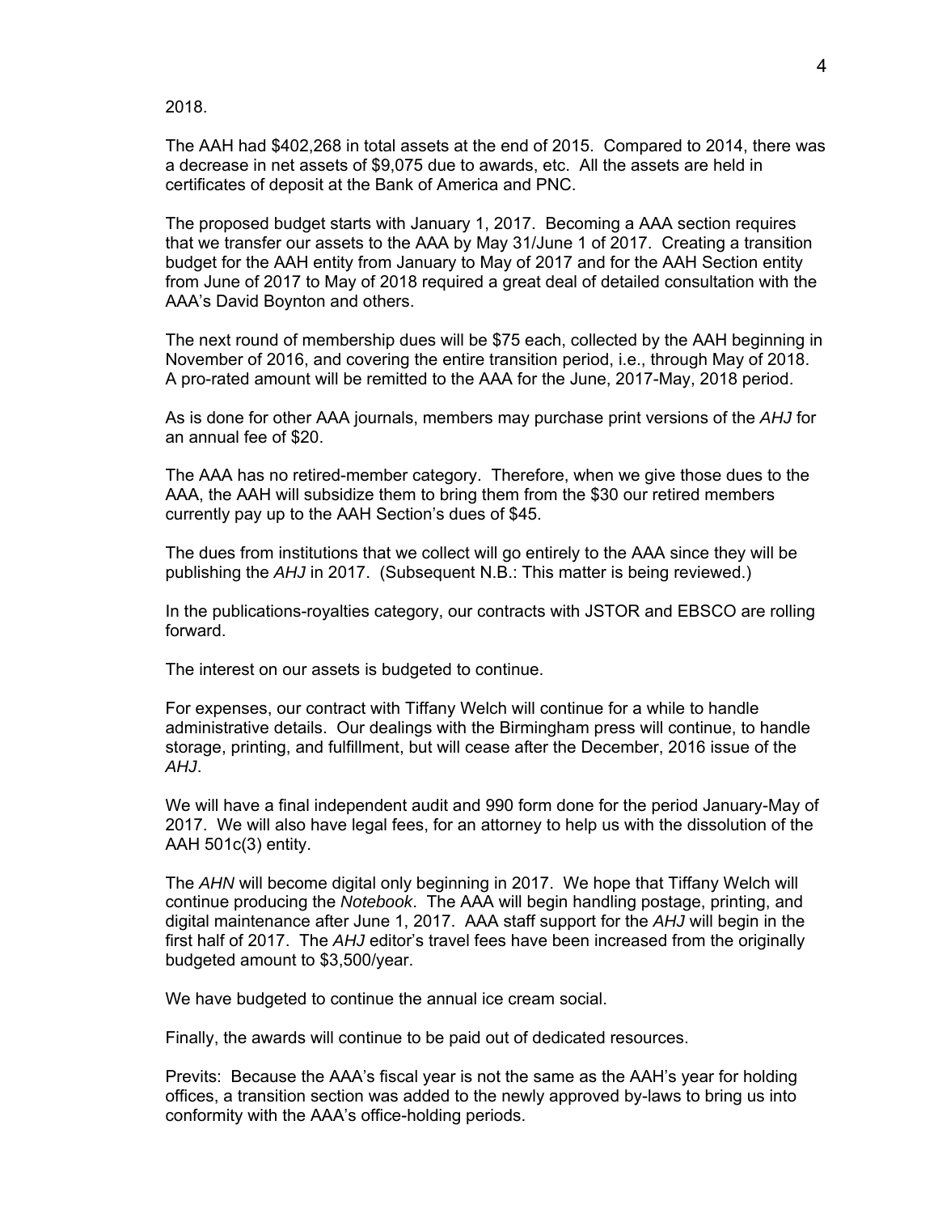2018.

The AAH had $402,268 in total assets at the end of 2015. Compared to 2014, there was a decrease in net assets of $9,075 due to awards, etc. All the assets are held in certificates of deposit at the Bank of America and PNC.

The proposed budget starts with January 1, 2017. Becoming a AAA section requires that we transfer our assets to the AAA by May 31/June 1 of 2017. Creating a transition budget for the AAH entity from January to May of 2017 and for the AAH Section entity from June of 2017 to May of 2018 required a great deal of detailed consultation with the AAA's David Boynton and others.

The next round of membership dues will be $75 each, collected by the AAH beginning in November of 2016, and covering the entire transition period, i.e., through May of 2018. A pro-rated amount will be remitted to the AAA for the June, 2017-May, 2018 period.

As is done for other AAA journals, members may purchase print versions of the *AHJ* for an annual fee of $20.

The AAA has no retired-member category. Therefore, when we give those dues to the AAA, the AAH will subsidize them to bring them from the $30 our retired members currently pay up to the AAH Section's dues of $45.

The dues from institutions that we collect will go entirely to the AAA since they will be publishing the *AHJ* in 2017. (Subsequent N.B.: This matter is being reviewed.)

In the publications-royalties category, our contracts with JSTOR and EBSCO are rolling forward.

The interest on our assets is budgeted to continue.

For expenses, our contract with Tiffany Welch will continue for a while to handle administrative details. Our dealings with the Birmingham press will continue, to handle storage, printing, and fulfillment, but will cease after the December, 2016 issue of the *AHJ*.

We will have a final independent audit and 990 form done for the period January-May of 2017. We will also have legal fees, for an attorney to help us with the dissolution of the AAH 501c(3) entity.

The *AHN* will become digital only beginning in 2017. We hope that Tiffany Welch will continue producing the *Notebook*. The AAA will begin handling postage, printing, and digital maintenance after June 1, 2017. AAA staff support for the *AHJ* will begin in the first half of 2017. The *AHJ* editor's travel fees have been increased from the originally budgeted amount to $3,500/year.

We have budgeted to continue the annual ice cream social.

Finally, the awards will continue to be paid out of dedicated resources.

Previts: Because the AAA's fiscal year is not the same as the AAH's year for holding offices, a transition section was added to the newly approved by-laws to bring us into conformity with the AAA's office-holding periods.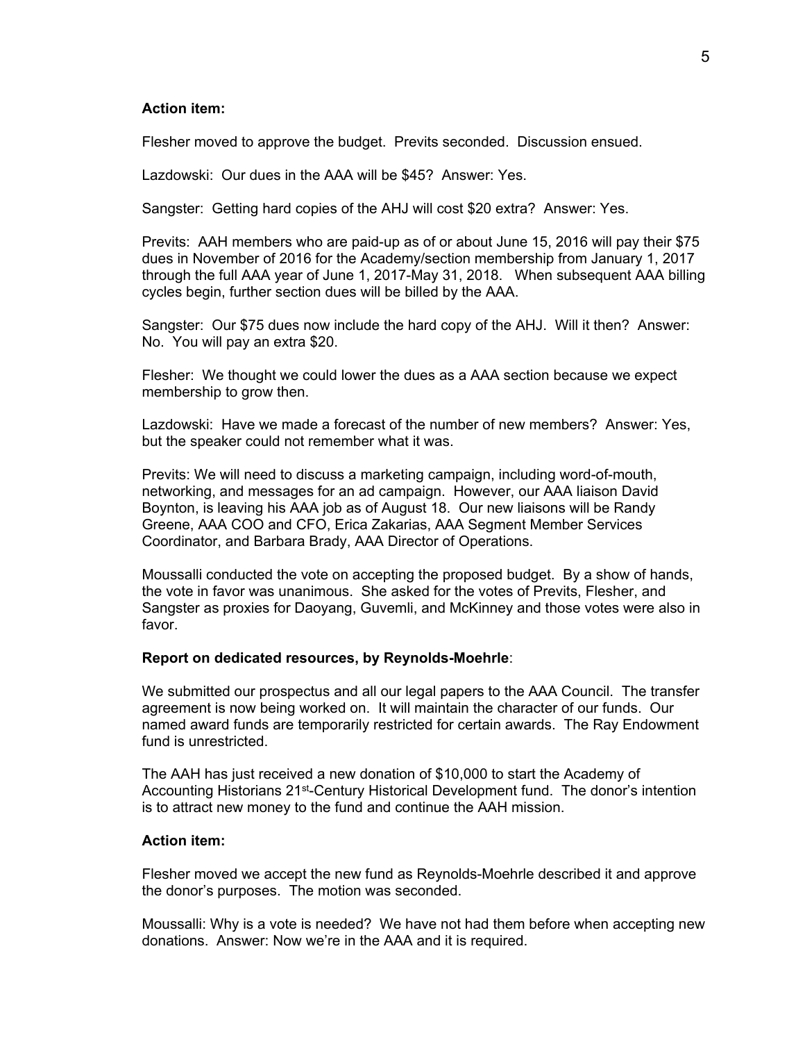**Action item:**

Flesher moved to approve the budget. Previts seconded. Discussion ensued.

Lazdowski: Our dues in the AAA will be $45? Answer: Yes.

Sangster: Getting hard copies of the AHJ will cost $20 extra? Answer: Yes.

Previts: AAH members who are paid-up as of or about June 15, 2016 will pay their $75 dues in November of 2016 for the Academy/section membership from January 1, 2017 through the full AAA year of June 1, 2017-May 31, 2018. When subsequent AAA billing cycles begin, further section dues will be billed by the AAA.

Sangster: Our $75 dues now include the hard copy of the AHJ. Will it then? Answer: No. You will pay an extra $20.

Flesher: We thought we could lower the dues as a AAA section because we expect membership to grow then.

Lazdowski: Have we made a forecast of the number of new members? Answer: Yes, but the speaker could not remember what it was.

Previts: We will need to discuss a marketing campaign, including word-of-mouth, networking, and messages for an ad campaign. However, our AAA liaison David Boynton, is leaving his AAA job as of August 18. Our new liaisons will be Randy Greene, AAA COO and CFO, Erica Zakarias, AAA Segment Member Services Coordinator, and Barbara Brady, AAA Director of Operations.

Moussalli conducted the vote on accepting the proposed budget. By a show of hands, the vote in favor was unanimous. She asked for the votes of Previts, Flesher, and Sangster as proxies for Daoyang, Guvemli, and McKinney and those votes were also in favor.

**Report on dedicated resources, by Reynolds-Moehrle**:

We submitted our prospectus and all our legal papers to the AAA Council. The transfer agreement is now being worked on. It will maintain the character of our funds. Our named award funds are temporarily restricted for certain awards. The Ray Endowment fund is unrestricted.

The AAH has just received a new donation of $10,000 to start the Academy of Accounting Historians 21st-Century Historical Development fund. The donor's intention is to attract new money to the fund and continue the AAH mission.

**Action item:**

Flesher moved we accept the new fund as Reynolds-Moehrle described it and approve the donor's purposes. The motion was seconded.

Moussalli: Why is a vote is needed? We have not had them before when accepting new donations. Answer: Now we're in the AAA and it is required.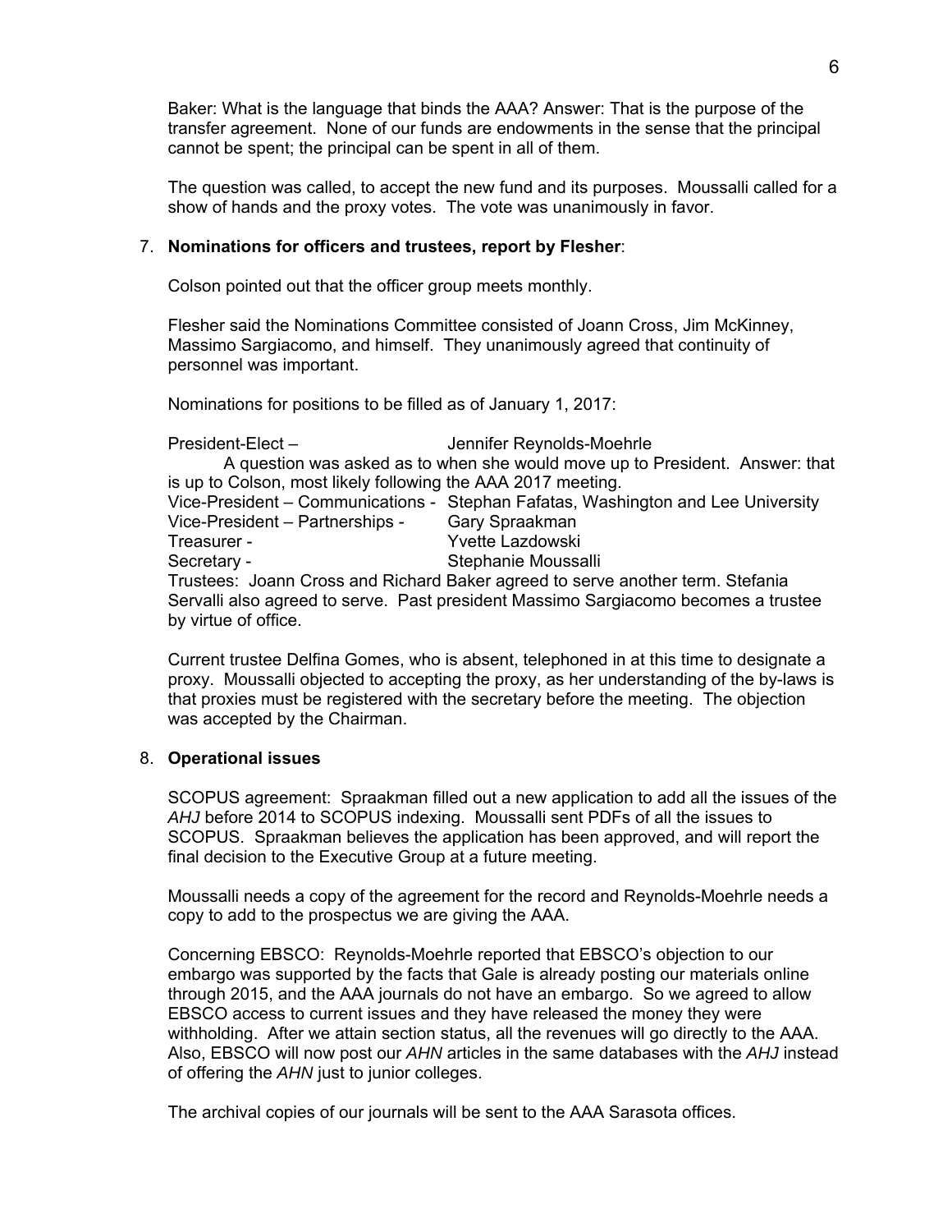Baker: What is the language that binds the AAA? Answer: That is the purpose of the transfer agreement. None of our funds are endowments in the sense that the principal cannot be spent; the principal can be spent in all of them.

The question was called, to accept the new fund and its purposes. Moussalli called for a show of hands and the proxy votes. The vote was unanimously in favor.

7. **Nominations for officers and trustees, report by Flesher**:

Colson pointed out that the officer group meets monthly.

Flesher said the Nominations Committee consisted of Joann Cross, Jim McKinney, Massimo Sargiacomo, and himself. They unanimously agreed that continuity of personnel was important.

Nominations for positions to be filled as of January 1, 2017:

President-Elect – Jennifer Reynolds-Moehrle

A question was asked as to when she would move up to President. Answer: that is up to Colson, most likely following the AAA 2017 meeting.

Vice-President – Communications - Stephan Fafatas, Washington and Lee University

Vice-President – Partnerships - Gary Spraakman

Treasurer - Yvette Lazdowski

Secretary - Stephanie Moussalli

Trustees: Joann Cross and Richard Baker agreed to serve another term. Stefania Servalli also agreed to serve. Past president Massimo Sargiacomo becomes a trustee by virtue of office.

Current trustee Delfina Gomes, who is absent, telephoned in at this time to designate a proxy. Moussalli objected to accepting the proxy, as her understanding of the by-laws is that proxies must be registered with the secretary before the meeting. The objection was accepted by the Chairman.

8. **Operational issues**

SCOPUS agreement: Spraakman filled out a new application to add all the issues of the *AHJ* before 2014 to SCOPUS indexing. Moussalli sent PDFs of all the issues to SCOPUS. Spraakman believes the application has been approved, and will report the final decision to the Executive Group at a future meeting.

Moussalli needs a copy of the agreement for the record and Reynolds-Moehrle needs a copy to add to the prospectus we are giving the AAA.

Concerning EBSCO: Reynolds-Moehrle reported that EBSCO's objection to our embargo was supported by the facts that Gale is already posting our materials online through 2015, and the AAA journals do not have an embargo. So we agreed to allow EBSCO access to current issues and they have released the money they were withholding. After we attain section status, all the revenues will go directly to the AAA. Also, EBSCO will now post our *AHN* articles in the same databases with the *AHJ* instead of offering the *AHN* just to junior colleges.

The archival copies of our journals will be sent to the AAA Sarasota offices.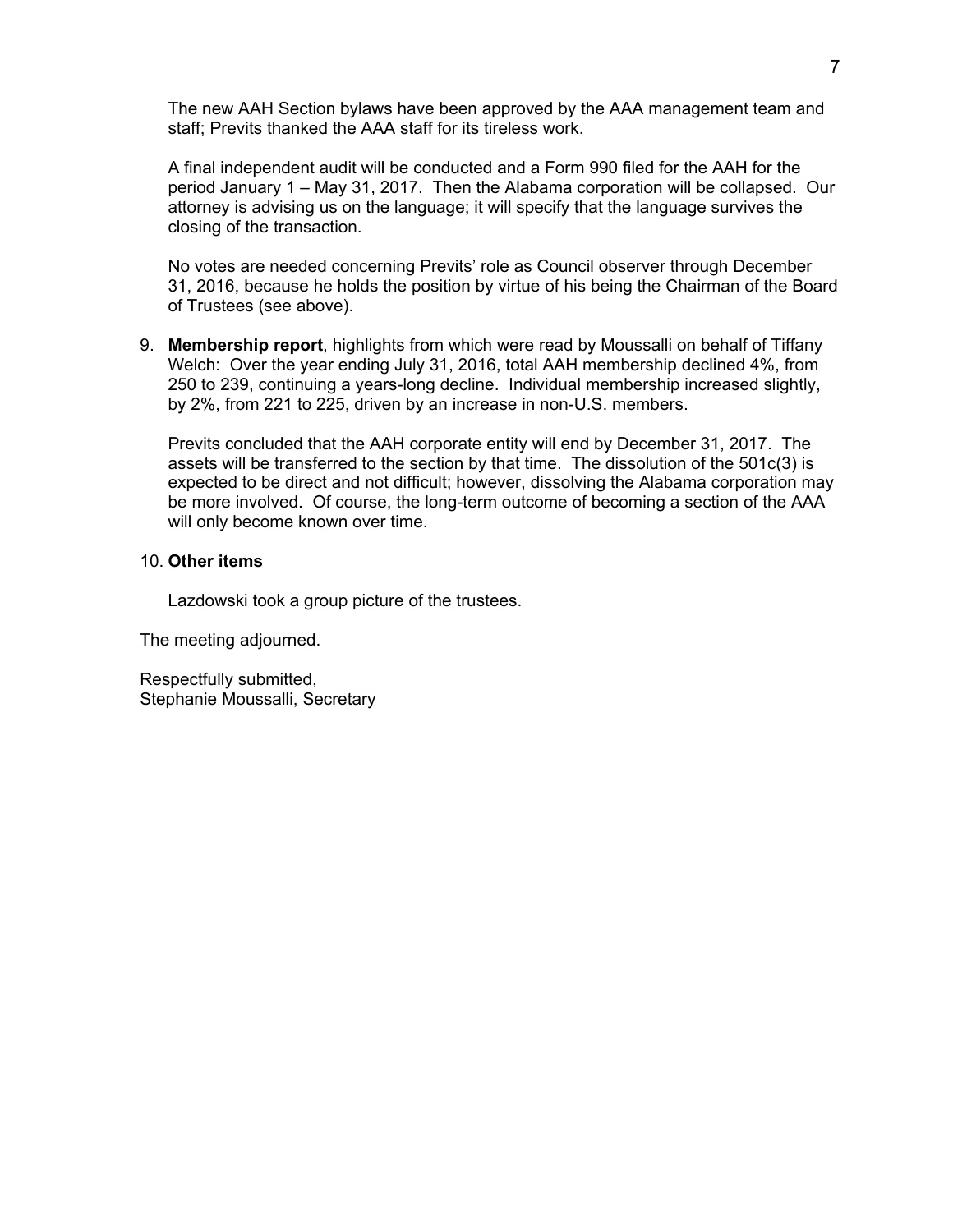The new AAH Section bylaws have been approved by the AAA management team and staff; Previts thanked the AAA staff for its tireless work.

A final independent audit will be conducted and a Form 990 filed for the AAH for the period January 1 – May 31, 2017. Then the Alabama corporation will be collapsed. Our attorney is advising us on the language; it will specify that the language survives the closing of the transaction.

No votes are needed concerning Previts' role as Council observer through December 31, 2016, because he holds the position by virtue of his being the Chairman of the Board of Trustees (see above).

9. **Membership report**, highlights from which were read by Moussalli on behalf of Tiffany Welch: Over the year ending July 31, 2016, total AAH membership declined 4%, from 250 to 239, continuing a years-long decline. Individual membership increased slightly, by 2%, from 221 to 225, driven by an increase in non-U.S. members.

   Previts concluded that the AAH corporate entity will end by December 31, 2017. The assets will be transferred to the section by that time. The dissolution of the 501c(3) is expected to be direct and not difficult; however, dissolving the Alabama corporation may be more involved. Of course, the long-term outcome of becoming a section of the AAA will only become known over time.

10. **Other items**

    Lazdowski took a group picture of the trustees.

The meeting adjourned.

Respectfully submitted,
Stephanie Moussalli, Secretary